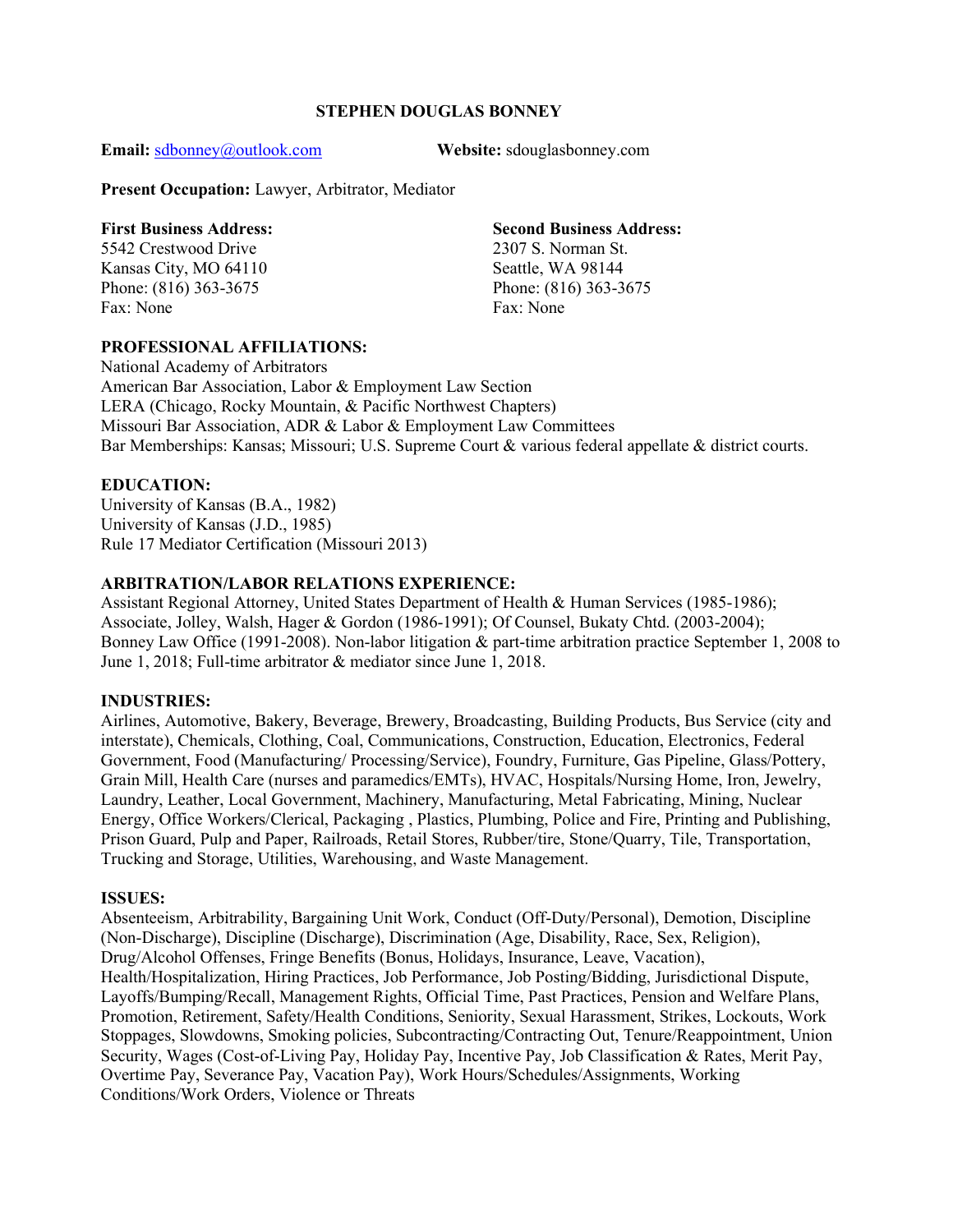# STEPHEN DOUGLAS BONNEY

**Email:** sdbonney@outlook.com **Website:** sdouglasbonney.com

**Present Occupation:** Lawyer, Arbitrator, Mediator

**First Business Address:**
5542 Crestwood Drive
Kansas City, MO 64110
Phone: (816) 363-3675
Fax: None

**Second Business Address:**
2307 S. Norman St.
Seattle, WA 98144
Phone: (816) 363-3675
Fax: None

**PROFESSIONAL AFFILIATIONS:**
National Academy of Arbitrators
American Bar Association, Labor & Employment Law Section
LERA (Chicago, Rocky Mountain, & Pacific Northwest Chapters)
Missouri Bar Association, ADR & Labor & Employment Law Committees
Bar Memberships: Kansas; Missouri; U.S. Supreme Court & various federal appellate & district courts.

**EDUCATION:**
University of Kansas (B.A., 1982)
University of Kansas (J.D., 1985)
Rule 17 Mediator Certification (Missouri 2013)

**ARBITRATION/LABOR RELATIONS EXPERIENCE:**
Assistant Regional Attorney, United States Department of Health & Human Services (1985-1986); Associate, Jolley, Walsh, Hager & Gordon (1986-1991); Of Counsel, Bukaty Chtd. (2003-2004); Bonney Law Office (1991-2008). Non-labor litigation & part-time arbitration practice September 1, 2008 to June 1, 2018; Full-time arbitrator & mediator since June 1, 2018.

**INDUSTRIES:**
Airlines, Automotive, Bakery, Beverage, Brewery, Broadcasting, Building Products, Bus Service (city and interstate), Chemicals, Clothing, Coal, Communications, Construction, Education, Electronics, Federal Government, Food (Manufacturing/ Processing/Service), Foundry, Furniture, Gas Pipeline, Glass/Pottery, Grain Mill, Health Care (nurses and paramedics/EMTs), HVAC, Hospitals/Nursing Home, Iron, Jewelry, Laundry, Leather, Local Government, Machinery, Manufacturing, Metal Fabricating, Mining, Nuclear Energy, Office Workers/Clerical, Packaging , Plastics, Plumbing, Police and Fire, Printing and Publishing, Prison Guard, Pulp and Paper, Railroads, Retail Stores, Rubber/tire, Stone/Quarry, Tile, Transportation, Trucking and Storage, Utilities, Warehousing, and Waste Management.

**ISSUES:**
Absenteeism, Arbitrability, Bargaining Unit Work, Conduct (Off-Duty/Personal), Demotion, Discipline (Non-Discharge), Discipline (Discharge), Discrimination (Age, Disability, Race, Sex, Religion), Drug/Alcohol Offenses, Fringe Benefits (Bonus, Holidays, Insurance, Leave, Vacation), Health/Hospitalization, Hiring Practices, Job Performance, Job Posting/Bidding, Jurisdictional Dispute, Layoffs/Bumping/Recall, Management Rights, Official Time, Past Practices, Pension and Welfare Plans, Promotion, Retirement, Safety/Health Conditions, Seniority, Sexual Harassment, Strikes, Lockouts, Work Stoppages, Slowdowns, Smoking policies, Subcontracting/Contracting Out, Tenure/Reappointment, Union Security, Wages (Cost-of-Living Pay, Holiday Pay, Incentive Pay, Job Classification & Rates, Merit Pay, Overtime Pay, Severance Pay, Vacation Pay), Work Hours/Schedules/Assignments, Working Conditions/Work Orders, Violence or Threats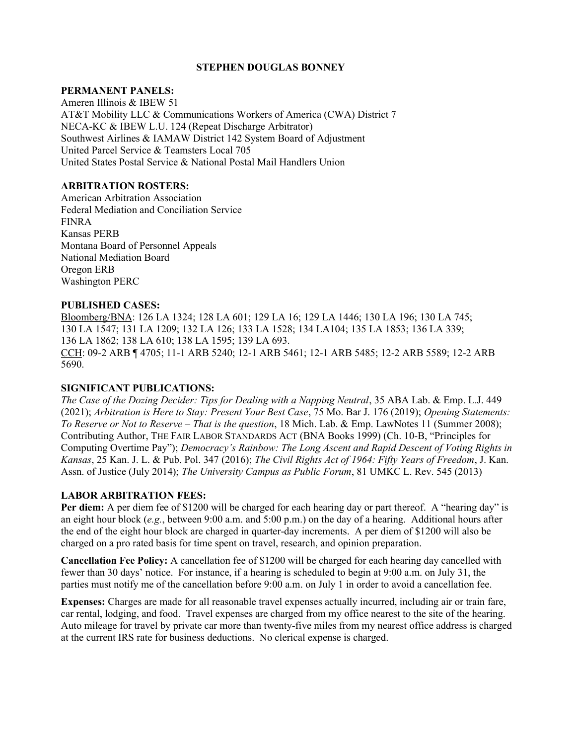**STEPHEN DOUGLAS BONNEY**

## PERMANENT PANELS:

Ameren Illinois & IBEW 51
AT&T Mobility LLC & Communications Workers of America (CWA) District 7
NECA-KC & IBEW L.U. 124 (Repeat Discharge Arbitrator)
Southwest Airlines & IAMAW District 142 System Board of Adjustment
United Parcel Service & Teamsters Local 705
United States Postal Service & National Postal Mail Handlers Union

## ARBITRATION ROSTERS:

American Arbitration Association
Federal Mediation and Conciliation Service
FINRA
Kansas PERB
Montana Board of Personnel Appeals
National Mediation Board
Oregon ERB
Washington PERC

## PUBLISHED CASES:

Bloomberg/BNA: 126 LA 1324; 128 LA 601; 129 LA 16; 129 LA 1446; 130 LA 196; 130 LA 745; 130 LA 1547; 131 LA 1209; 132 LA 126; 133 LA 1528; 134 LA104; 135 LA 1853; 136 LA 339; 136 LA 1862; 138 LA 610; 138 LA 1595; 139 LA 693.
CCH: 09-2 ARB ¶ 4705; 11-1 ARB 5240; 12-1 ARB 5461; 12-1 ARB 5485; 12-2 ARB 5589; 12-2 ARB 5690.

## SIGNIFICANT PUBLICATIONS:

*The Case of the Dozing Decider: Tips for Dealing with a Napping Neutral*, 35 ABA Lab. & Emp. L.J. 449 (2021); *Arbitration is Here to Stay: Present Your Best Case*, 75 Mo. Bar J. 176 (2019); *Opening Statements: To Reserve or Not to Reserve – That is the question*, 18 Mich. Lab. & Emp. LawNotes 11 (Summer 2008); Contributing Author, THE FAIR LABOR STANDARDS ACT (BNA Books 1999) (Ch. 10-B, "Principles for Computing Overtime Pay"); *Democracy's Rainbow: The Long Ascent and Rapid Descent of Voting Rights in Kansas*, 25 Kan. J. L. & Pub. Pol. 347 (2016); *The Civil Rights Act of 1964: Fifty Years of Freedom*, J. Kan. Assn. of Justice (July 2014); *The University Campus as Public Forum*, 81 UMKC L. Rev. 545 (2013)

## LABOR ARBITRATION FEES:

**Per diem:** A per diem fee of $1200 will be charged for each hearing day or part thereof. A "hearing day" is an eight hour block (*e.g.*, between 9:00 a.m. and 5:00 p.m.) on the day of a hearing. Additional hours after the end of the eight hour block are charged in quarter-day increments. A per diem of $1200 will also be charged on a pro rated basis for time spent on travel, research, and opinion preparation.

**Cancellation Fee Policy:** A cancellation fee of $1200 will be charged for each hearing day cancelled with fewer than 30 days' notice. For instance, if a hearing is scheduled to begin at 9:00 a.m. on July 31, the parties must notify me of the cancellation before 9:00 a.m. on July 1 in order to avoid a cancellation fee.

**Expenses:** Charges are made for all reasonable travel expenses actually incurred, including air or train fare, car rental, lodging, and food. Travel expenses are charged from my office nearest to the site of the hearing. Auto mileage for travel by private car more than twenty-five miles from my nearest office address is charged at the current IRS rate for business deductions. No clerical expense is charged.